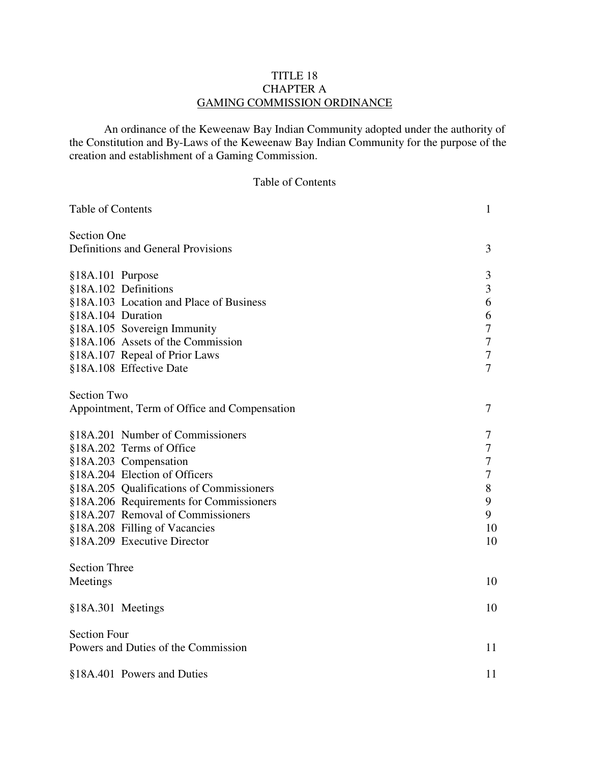# TITLE 18
# CHAPTER A
# GAMING COMMISSION ORDINANCE

An ordinance of the Keweenaw Bay Indian Community adopted under the authority of the Constitution and By-Laws of the Keweenaw Bay Indian Community for the purpose of the creation and establishment of a Gaming Commission.

## Table of Contents

| | |
|---|---|
| Table of Contents | 1 |
| **Section One** | |
| Definitions and General Provisions | 3 |
| §18A.101 Purpose | 3 |
| §18A.102 Definitions | 3 |
| §18A.103 Location and Place of Business | 6 |
| §18A.104 Duration | 6 |
| §18A.105 Sovereign Immunity | 7 |
| §18A.106 Assets of the Commission | 7 |
| §18A.107 Repeal of Prior Laws | 7 |
| §18A.108 Effective Date | 7 |
| **Section Two** | |
| Appointment, Term of Office and Compensation | 7 |
| §18A.201 Number of Commissioners | 7 |
| §18A.202 Terms of Office | 7 |
| §18A.203 Compensation | 7 |
| §18A.204 Election of Officers | 7 |
| §18A.205 Qualifications of Commissioners | 8 |
| §18A.206 Requirements for Commissioners | 9 |
| §18A.207 Removal of Commissioners | 9 |
| §18A.208 Filling of Vacancies | 10 |
| §18A.209 Executive Director | 10 |
| **Section Three** | |
| Meetings | 10 |
| §18A.301 Meetings | 10 |
| **Section Four** | |
| Powers and Duties of the Commission | 11 |
| §18A.401 Powers and Duties | 11 |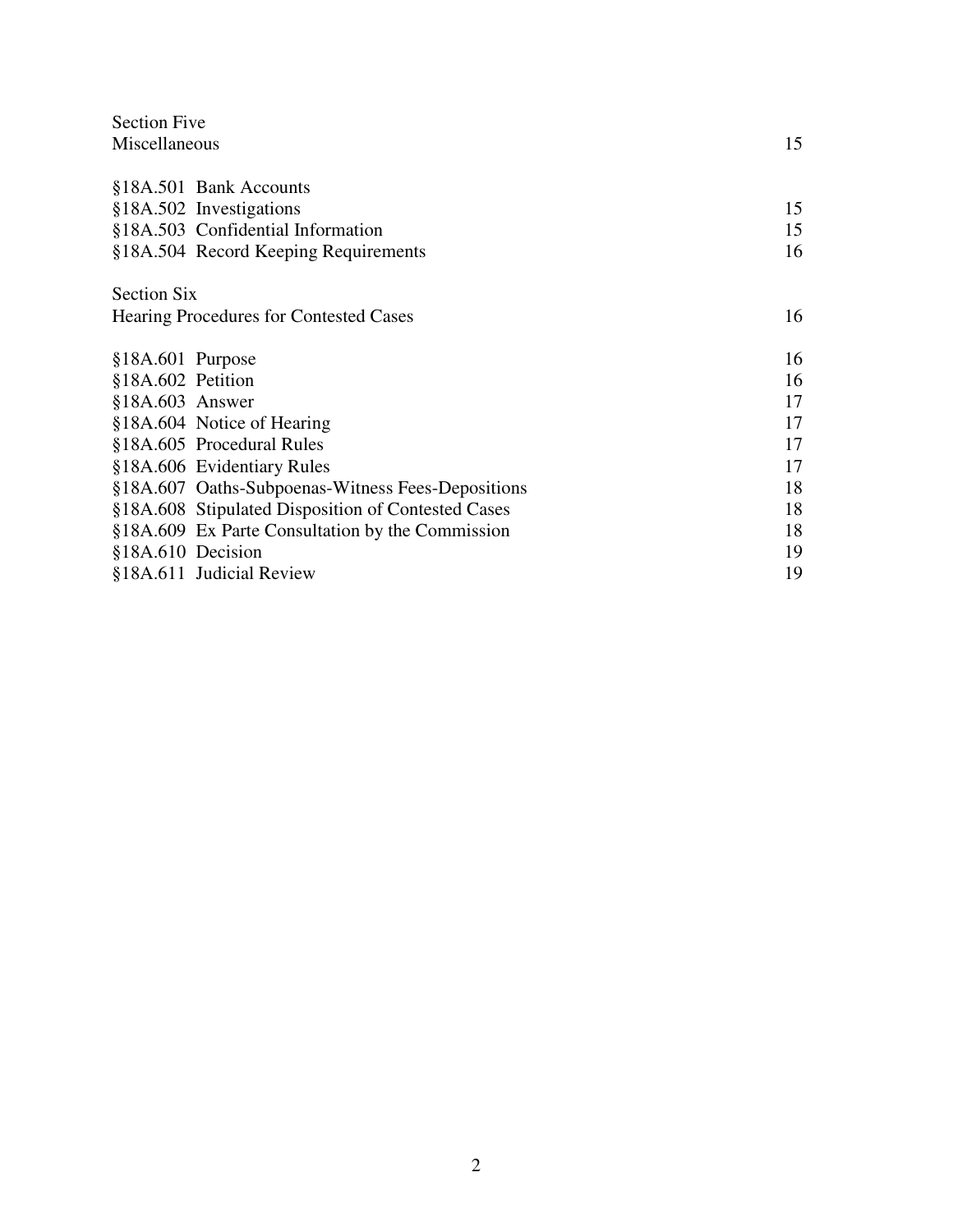| | |
|---|---|
| Section Five<br>Miscellaneous | 15 |
| §18A.501 Bank Accounts | |
| §18A.502 Investigations | 15 |
| §18A.503 Confidential Information | 15 |
| §18A.504 Record Keeping Requirements | 16 |
| Section Six<br>Hearing Procedures for Contested Cases | 16 |
| §18A.601 Purpose | 16 |
| §18A.602 Petition | 16 |
| §18A.603 Answer | 17 |
| §18A.604 Notice of Hearing | 17 |
| §18A.605 Procedural Rules | 17 |
| §18A.606 Evidentiary Rules | 17 |
| §18A.607 Oaths-Subpoenas-Witness Fees-Depositions | 18 |
| §18A.608 Stipulated Disposition of Contested Cases | 18 |
| §18A.609 Ex Parte Consultation by the Commission | 18 |
| §18A.610 Decision | 19 |
| §18A.611 Judicial Review | 19 |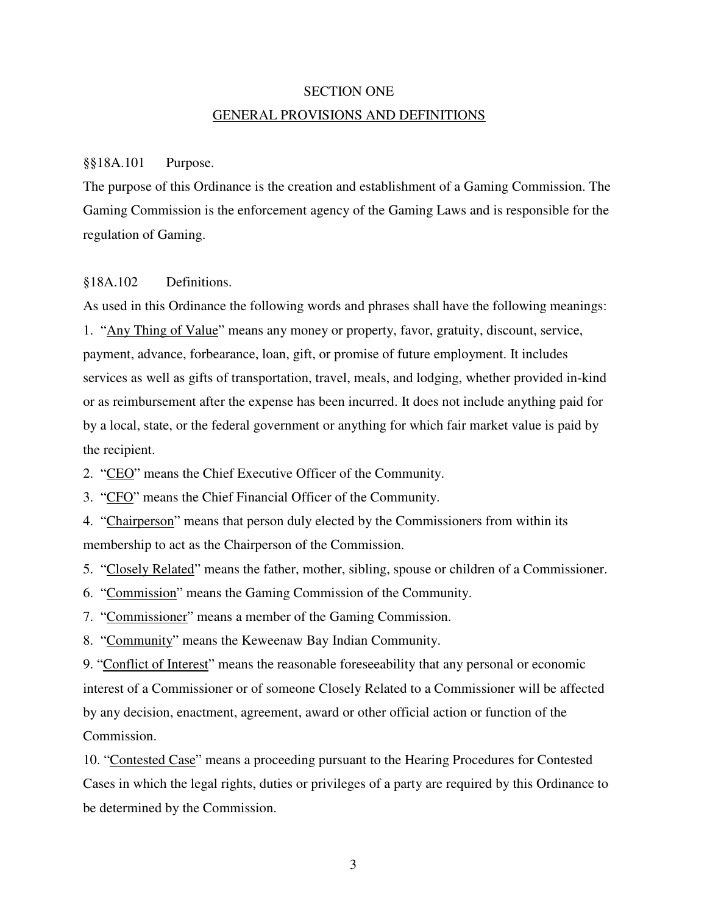# SECTION ONE

## GENERAL PROVISIONS AND DEFINITIONS

§§18A.101 Purpose.

The purpose of this Ordinance is the creation and establishment of a Gaming Commission. The Gaming Commission is the enforcement agency of the Gaming Laws and is responsible for the regulation of Gaming.

§18A.102 Definitions.

As used in this Ordinance the following words and phrases shall have the following meanings:

1. "Any Thing of Value" means any money or property, favor, gratuity, discount, service, payment, advance, forbearance, loan, gift, or promise of future employment. It includes services as well as gifts of transportation, travel, meals, and lodging, whether provided in-kind or as reimbursement after the expense has been incurred. It does not include anything paid for by a local, state, or the federal government or anything for which fair market value is paid by the recipient.
2. "CEO" means the Chief Executive Officer of the Community.
3. "CFO" means the Chief Financial Officer of the Community.
4. "Chairperson" means that person duly elected by the Commissioners from within its membership to act as the Chairperson of the Commission.
5. "Closely Related" means the father, mother, sibling, spouse or children of a Commissioner.
6. "Commission" means the Gaming Commission of the Community.
7. "Commissioner" means a member of the Gaming Commission.
8. "Community" means the Keweenaw Bay Indian Community.
9. "Conflict of Interest" means the reasonable foreseeability that any personal or economic interest of a Commissioner or of someone Closely Related to a Commissioner will be affected by any decision, enactment, agreement, award or other official action or function of the Commission.
10. "Contested Case" means a proceeding pursuant to the Hearing Procedures for Contested Cases in which the legal rights, duties or privileges of a party are required by this Ordinance to be determined by the Commission.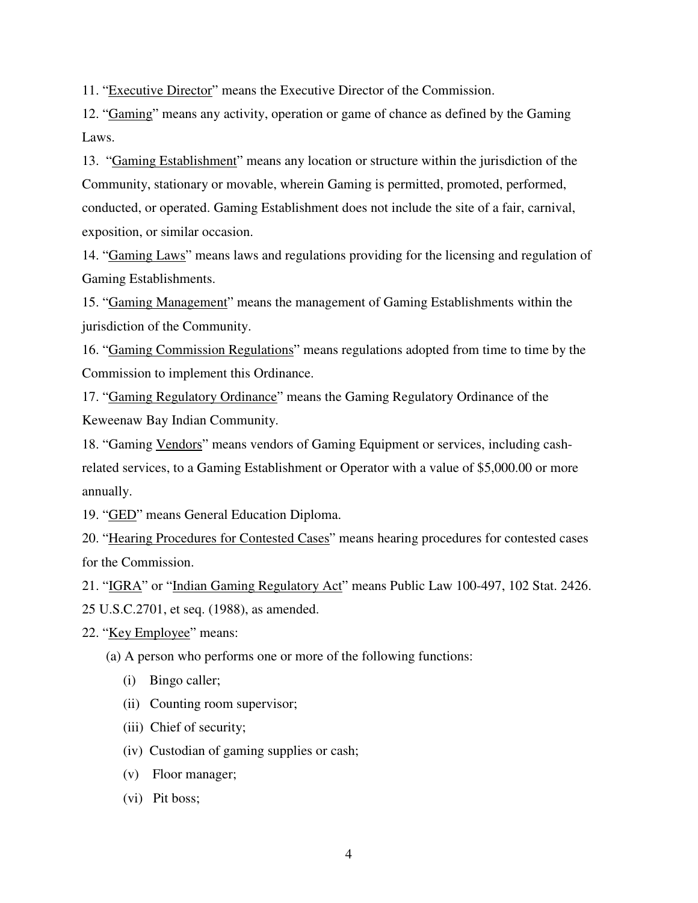11. "Executive Director" means the Executive Director of the Commission.

12. "Gaming" means any activity, operation or game of chance as defined by the Gaming Laws.

13. "Gaming Establishment" means any location or structure within the jurisdiction of the Community, stationary or movable, wherein Gaming is permitted, promoted, performed, conducted, or operated. Gaming Establishment does not include the site of a fair, carnival, exposition, or similar occasion.

14. "Gaming Laws" means laws and regulations providing for the licensing and regulation of Gaming Establishments.

15. "Gaming Management" means the management of Gaming Establishments within the jurisdiction of the Community.

16. "Gaming Commission Regulations" means regulations adopted from time to time by the Commission to implement this Ordinance.

17. "Gaming Regulatory Ordinance" means the Gaming Regulatory Ordinance of the Keweenaw Bay Indian Community.

18. "Gaming Vendors" means vendors of Gaming Equipment or services, including cash-related services, to a Gaming Establishment or Operator with a value of $5,000.00 or more annually.

19. "GED" means General Education Diploma.

20. "Hearing Procedures for Contested Cases" means hearing procedures for contested cases for the Commission.

21. "IGRA" or "Indian Gaming Regulatory Act" means Public Law 100-497, 102 Stat. 2426. 25 U.S.C.2701, et seq. (1988), as amended.

22. "Key Employee" means:

(a) A person who performs one or more of the following functions:

(i) Bingo caller;

(ii) Counting room supervisor;

(iii) Chief of security;

(iv) Custodian of gaming supplies or cash;

(v) Floor manager;

(vi) Pit boss;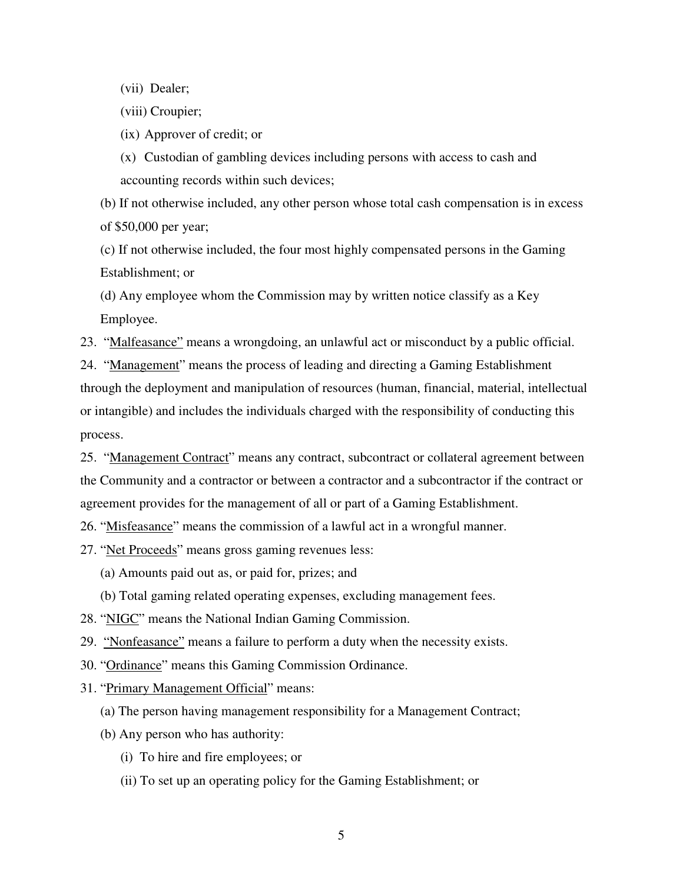(vii) Dealer;

(viii) Croupier;

(ix) Approver of credit; or

(x) Custodian of gambling devices including persons with access to cash and accounting records within such devices;

(b) If not otherwise included, any other person whose total cash compensation is in excess of $50,000 per year;

(c) If not otherwise included, the four most highly compensated persons in the Gaming Establishment; or

(d) Any employee whom the Commission may by written notice classify as a Key Employee.

23. "Malfeasance" means a wrongdoing, an unlawful act or misconduct by a public official.

24. "Management" means the process of leading and directing a Gaming Establishment through the deployment and manipulation of resources (human, financial, material, intellectual or intangible) and includes the individuals charged with the responsibility of conducting this process.

25. "Management Contract" means any contract, subcontract or collateral agreement between the Community and a contractor or between a contractor and a subcontractor if the contract or agreement provides for the management of all or part of a Gaming Establishment.

26. "Misfeasance" means the commission of a lawful act in a wrongful manner.

27. "Net Proceeds" means gross gaming revenues less:

(a) Amounts paid out as, or paid for, prizes; and

(b) Total gaming related operating expenses, excluding management fees.

28. "NIGC" means the National Indian Gaming Commission.

29. "Nonfeasance" means a failure to perform a duty when the necessity exists.

30. "Ordinance" means this Gaming Commission Ordinance.

31. "Primary Management Official" means:

(a) The person having management responsibility for a Management Contract;

(b) Any person who has authority:

(i) To hire and fire employees; or

(ii) To set up an operating policy for the Gaming Establishment; or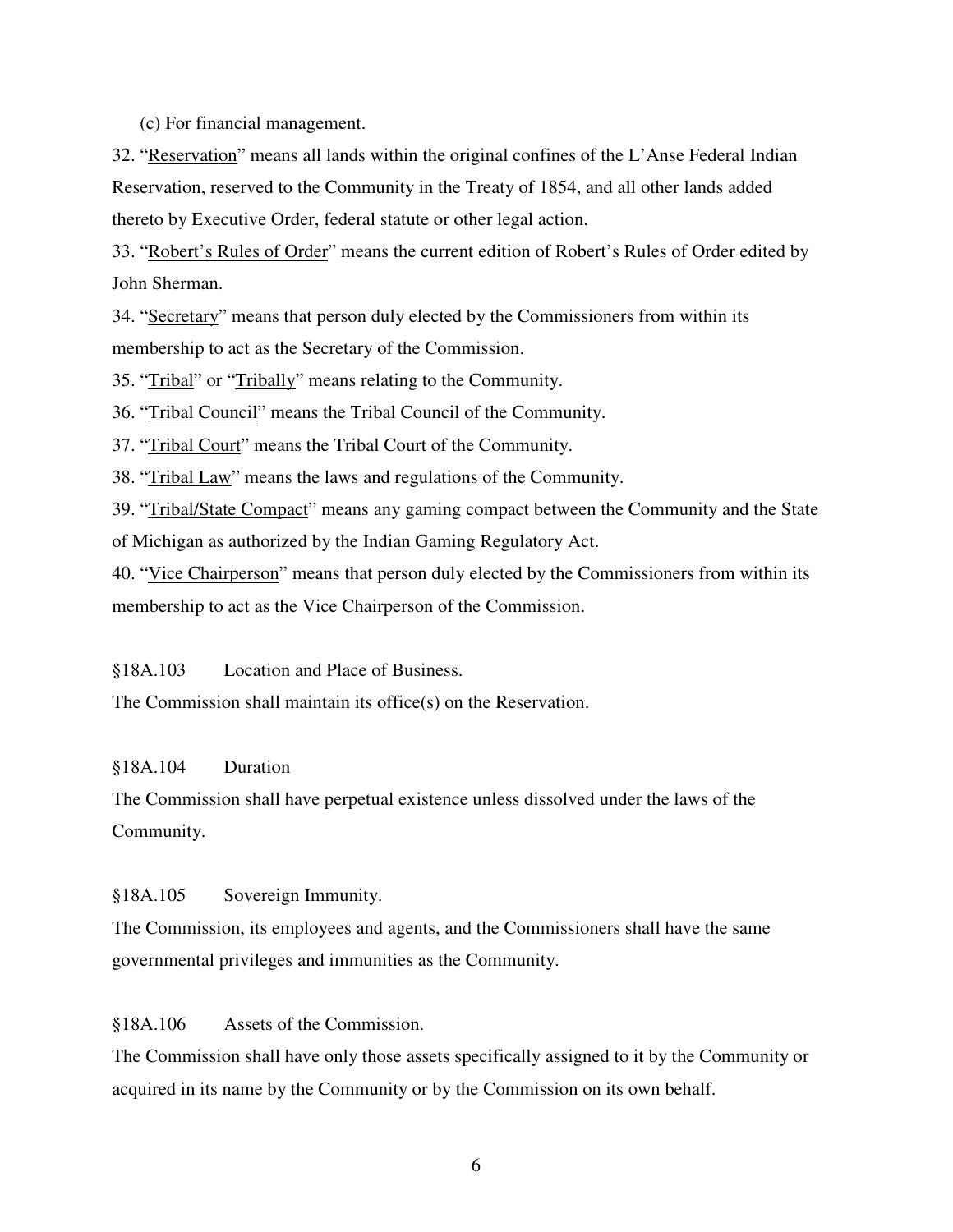(c) For financial management.

32. "<u>Reservation</u>" means all lands within the original confines of the L'Anse Federal Indian Reservation, reserved to the Community in the Treaty of 1854, and all other lands added thereto by Executive Order, federal statute or other legal action.

33. "<u>Robert's Rules of Order</u>" means the current edition of Robert's Rules of Order edited by John Sherman.

34. "<u>Secretary</u>" means that person duly elected by the Commissioners from within its membership to act as the Secretary of the Commission.

35. "<u>Tribal</u>" or "<u>Tribally</u>" means relating to the Community.

36. "<u>Tribal Council</u>" means the Tribal Council of the Community.

37. "<u>Tribal Court</u>" means the Tribal Court of the Community.

38. "<u>Tribal Law</u>" means the laws and regulations of the Community.

39. "<u>Tribal/State Compact</u>" means any gaming compact between the Community and the State of Michigan as authorized by the Indian Gaming Regulatory Act.

40. "<u>Vice Chairperson</u>" means that person duly elected by the Commissioners from within its membership to act as the Vice Chairperson of the Commission.

§18A.103 Location and Place of Business.

The Commission shall maintain its office(s) on the Reservation.

§18A.104 Duration

The Commission shall have perpetual existence unless dissolved under the laws of the Community.

§18A.105 Sovereign Immunity.

The Commission, its employees and agents, and the Commissioners shall have the same governmental privileges and immunities as the Community.

§18A.106 Assets of the Commission.

The Commission shall have only those assets specifically assigned to it by the Community or acquired in its name by the Community or by the Commission on its own behalf.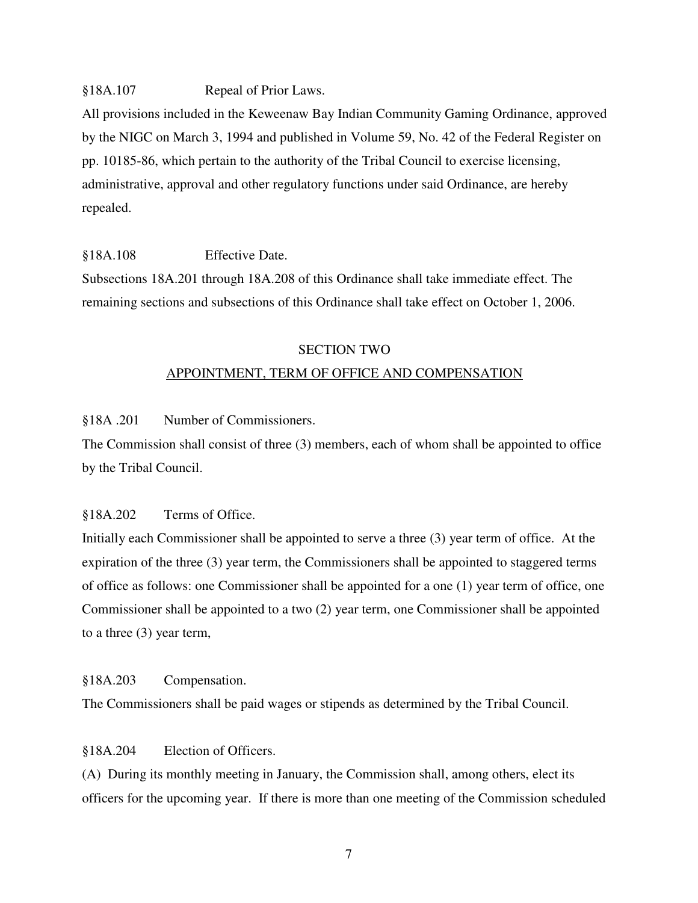§18A.107 Repeal of Prior Laws.

All provisions included in the Keweenaw Bay Indian Community Gaming Ordinance, approved by the NIGC on March 3, 1994 and published in Volume 59, No. 42 of the Federal Register on pp. 10185-86, which pertain to the authority of the Tribal Council to exercise licensing, administrative, approval and other regulatory functions under said Ordinance, are hereby repealed.

§18A.108 Effective Date.

Subsections 18A.201 through 18A.208 of this Ordinance shall take immediate effect. The remaining sections and subsections of this Ordinance shall take effect on October 1, 2006.

## SECTION TWO

## APPOINTMENT, TERM OF OFFICE AND COMPENSATION

§18A .201 Number of Commissioners.

The Commission shall consist of three (3) members, each of whom shall be appointed to office by the Tribal Council.

§18A.202 Terms of Office.

Initially each Commissioner shall be appointed to serve a three (3) year term of office. At the expiration of the three (3) year term, the Commissioners shall be appointed to staggered terms of office as follows: one Commissioner shall be appointed for a one (1) year term of office, one Commissioner shall be appointed to a two (2) year term, one Commissioner shall be appointed to a three (3) year term,

§18A.203 Compensation.

The Commissioners shall be paid wages or stipends as determined by the Tribal Council.

§18A.204 Election of Officers.

(A) During its monthly meeting in January, the Commission shall, among others, elect its officers for the upcoming year. If there is more than one meeting of the Commission scheduled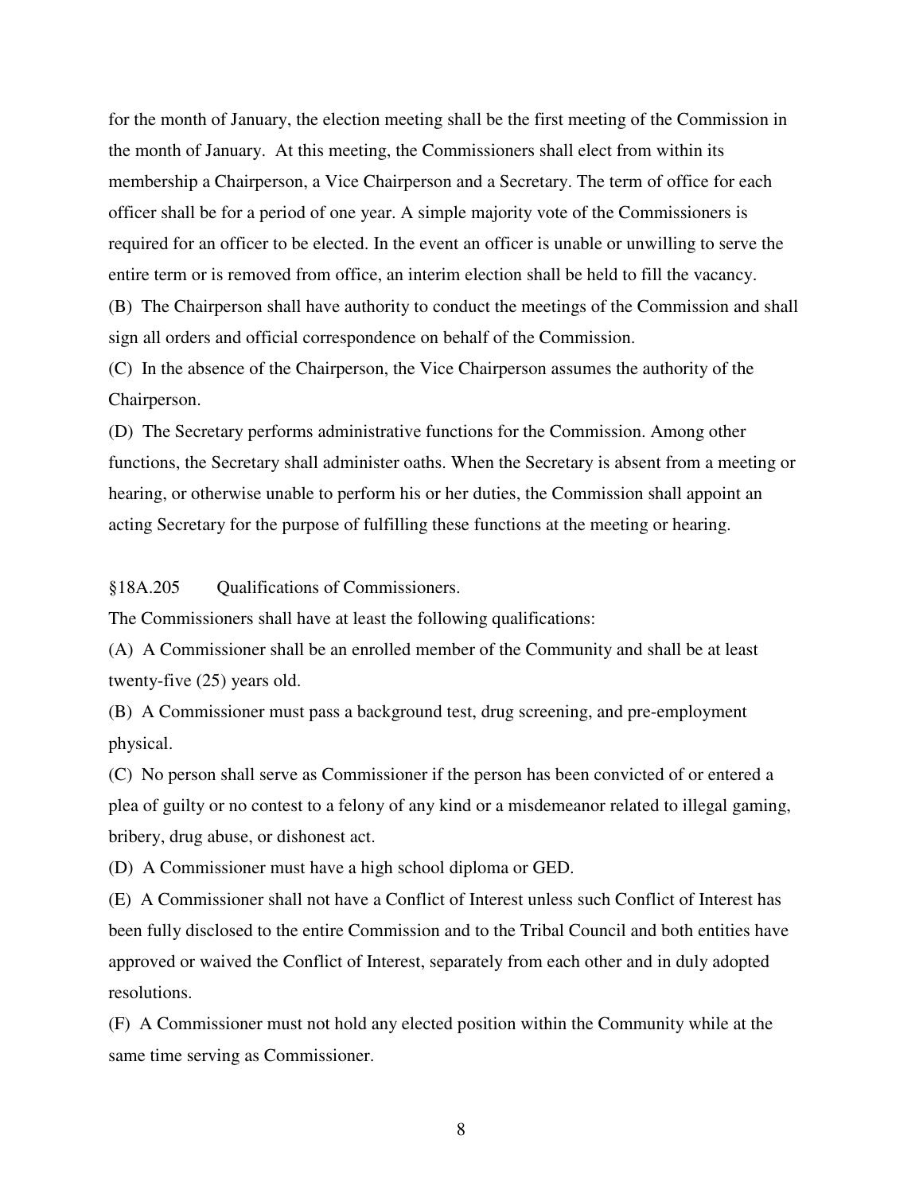for the month of January, the election meeting shall be the first meeting of the Commission in the month of January. At this meeting, the Commissioners shall elect from within its membership a Chairperson, a Vice Chairperson and a Secretary. The term of office for each officer shall be for a period of one year. A simple majority vote of the Commissioners is required for an officer to be elected. In the event an officer is unable or unwilling to serve the entire term or is removed from office, an interim election shall be held to fill the vacancy.

(B) The Chairperson shall have authority to conduct the meetings of the Commission and shall sign all orders and official correspondence on behalf of the Commission.

(C) In the absence of the Chairperson, the Vice Chairperson assumes the authority of the Chairperson.

(D) The Secretary performs administrative functions for the Commission. Among other functions, the Secretary shall administer oaths. When the Secretary is absent from a meeting or hearing, or otherwise unable to perform his or her duties, the Commission shall appoint an acting Secretary for the purpose of fulfilling these functions at the meeting or hearing.

§18A.205 Qualifications of Commissioners.

The Commissioners shall have at least the following qualifications:

(A) A Commissioner shall be an enrolled member of the Community and shall be at least twenty-five (25) years old.

(B) A Commissioner must pass a background test, drug screening, and pre-employment physical.

(C) No person shall serve as Commissioner if the person has been convicted of or entered a plea of guilty or no contest to a felony of any kind or a misdemeanor related to illegal gaming, bribery, drug abuse, or dishonest act.

(D) A Commissioner must have a high school diploma or GED.

(E) A Commissioner shall not have a Conflict of Interest unless such Conflict of Interest has been fully disclosed to the entire Commission and to the Tribal Council and both entities have approved or waived the Conflict of Interest, separately from each other and in duly adopted resolutions.

(F) A Commissioner must not hold any elected position within the Community while at the same time serving as Commissioner.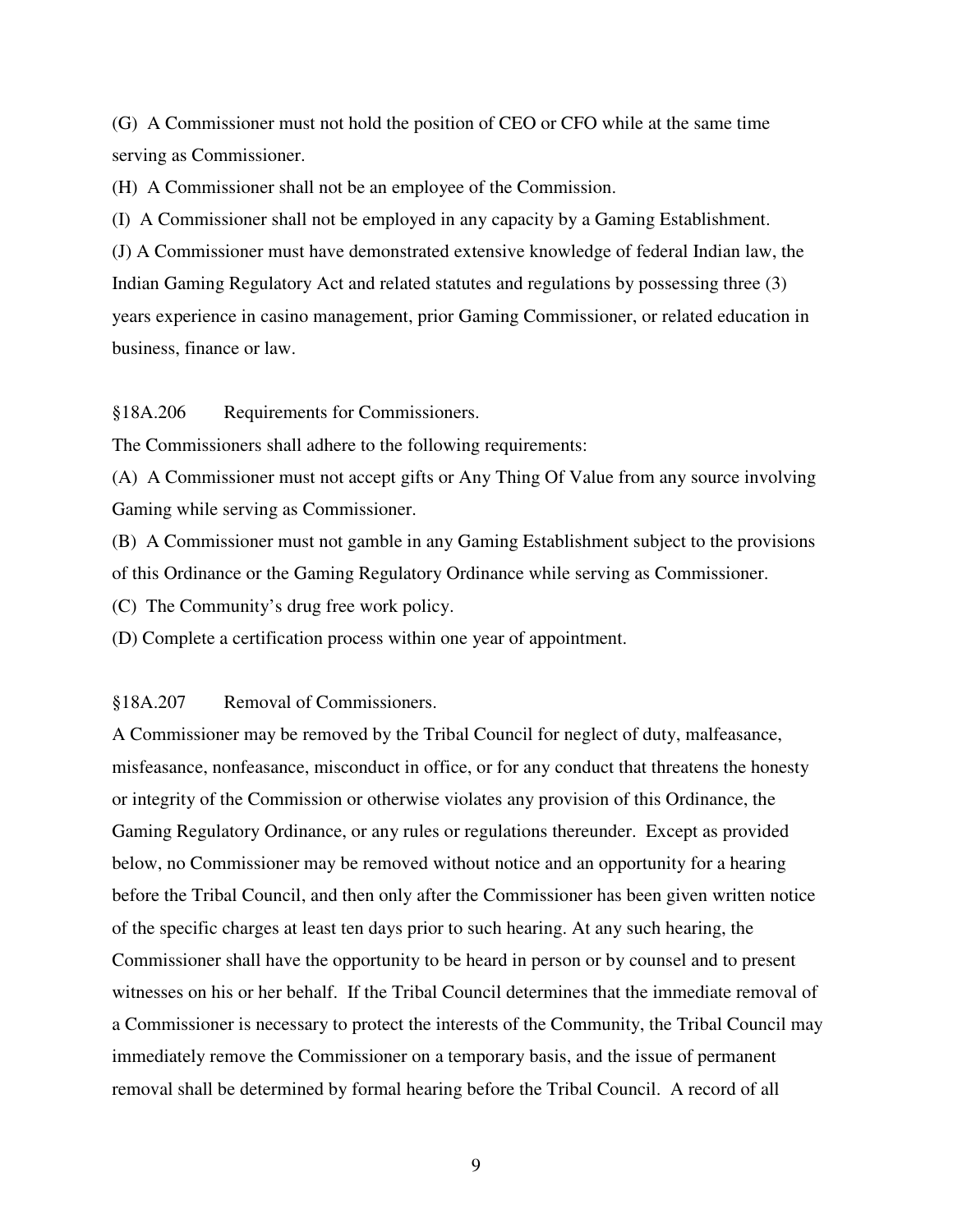(G) A Commissioner must not hold the position of CEO or CFO while at the same time serving as Commissioner.

(H) A Commissioner shall not be an employee of the Commission.

(I) A Commissioner shall not be employed in any capacity by a Gaming Establishment.

(J) A Commissioner must have demonstrated extensive knowledge of federal Indian law, the Indian Gaming Regulatory Act and related statutes and regulations by possessing three (3) years experience in casino management, prior Gaming Commissioner, or related education in business, finance or law.

§18A.206 Requirements for Commissioners.

The Commissioners shall adhere to the following requirements:

(A) A Commissioner must not accept gifts or Any Thing Of Value from any source involving Gaming while serving as Commissioner.

(B) A Commissioner must not gamble in any Gaming Establishment subject to the provisions of this Ordinance or the Gaming Regulatory Ordinance while serving as Commissioner.

(C) The Community's drug free work policy.

(D) Complete a certification process within one year of appointment.

§18A.207 Removal of Commissioners.

A Commissioner may be removed by the Tribal Council for neglect of duty, malfeasance, misfeasance, nonfeasance, misconduct in office, or for any conduct that threatens the honesty or integrity of the Commission or otherwise violates any provision of this Ordinance, the Gaming Regulatory Ordinance, or any rules or regulations thereunder. Except as provided below, no Commissioner may be removed without notice and an opportunity for a hearing before the Tribal Council, and then only after the Commissioner has been given written notice of the specific charges at least ten days prior to such hearing. At any such hearing, the Commissioner shall have the opportunity to be heard in person or by counsel and to present witnesses on his or her behalf. If the Tribal Council determines that the immediate removal of a Commissioner is necessary to protect the interests of the Community, the Tribal Council may immediately remove the Commissioner on a temporary basis, and the issue of permanent removal shall be determined by formal hearing before the Tribal Council. A record of all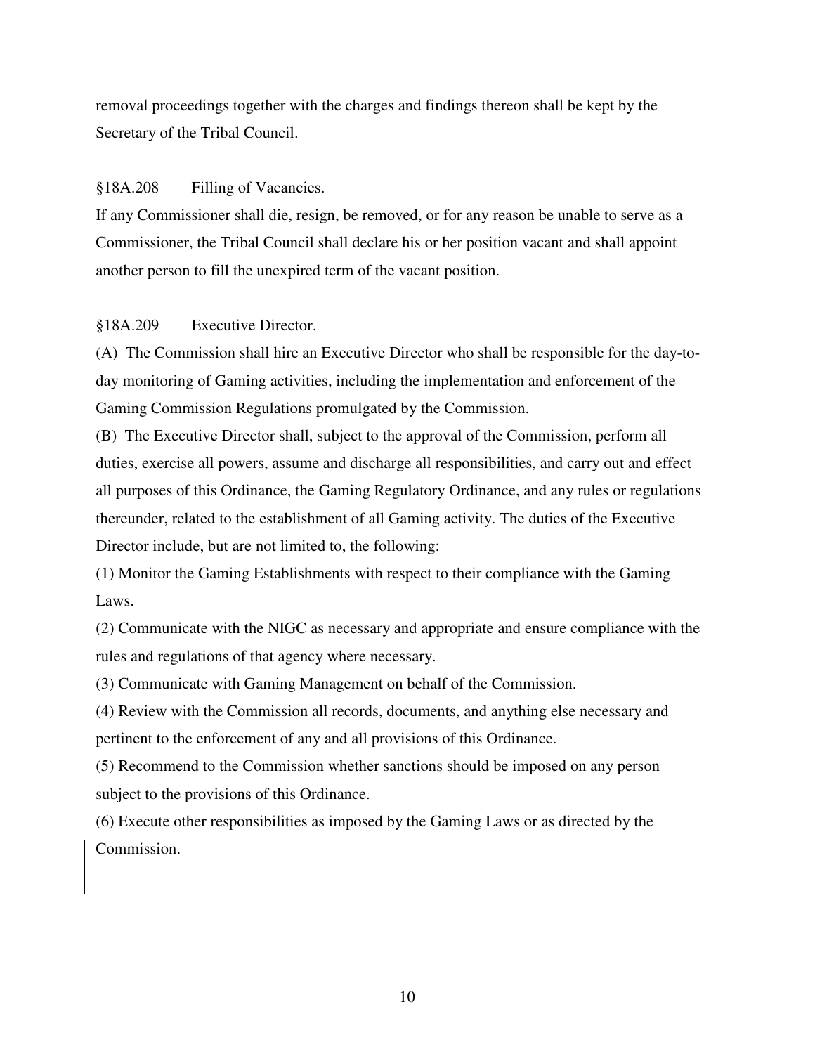removal proceedings together with the charges and findings thereon shall be kept by the Secretary of the Tribal Council.

### §18A.208 Filling of Vacancies.

If any Commissioner shall die, resign, be removed, or for any reason be unable to serve as a Commissioner, the Tribal Council shall declare his or her position vacant and shall appoint another person to fill the unexpired term of the vacant position.

### §18A.209 Executive Director.

(A) The Commission shall hire an Executive Director who shall be responsible for the day-to-day monitoring of Gaming activities, including the implementation and enforcement of the Gaming Commission Regulations promulgated by the Commission.

(B) The Executive Director shall, subject to the approval of the Commission, perform all duties, exercise all powers, assume and discharge all responsibilities, and carry out and effect all purposes of this Ordinance, the Gaming Regulatory Ordinance, and any rules or regulations thereunder, related to the establishment of all Gaming activity. The duties of the Executive Director include, but are not limited to, the following:

(1) Monitor the Gaming Establishments with respect to their compliance with the Gaming Laws.

(2) Communicate with the NIGC as necessary and appropriate and ensure compliance with the rules and regulations of that agency where necessary.

(3) Communicate with Gaming Management on behalf of the Commission.

(4) Review with the Commission all records, documents, and anything else necessary and pertinent to the enforcement of any and all provisions of this Ordinance.

(5) Recommend to the Commission whether sanctions should be imposed on any person subject to the provisions of this Ordinance.

(6) Execute other responsibilities as imposed by the Gaming Laws or as directed by the Commission.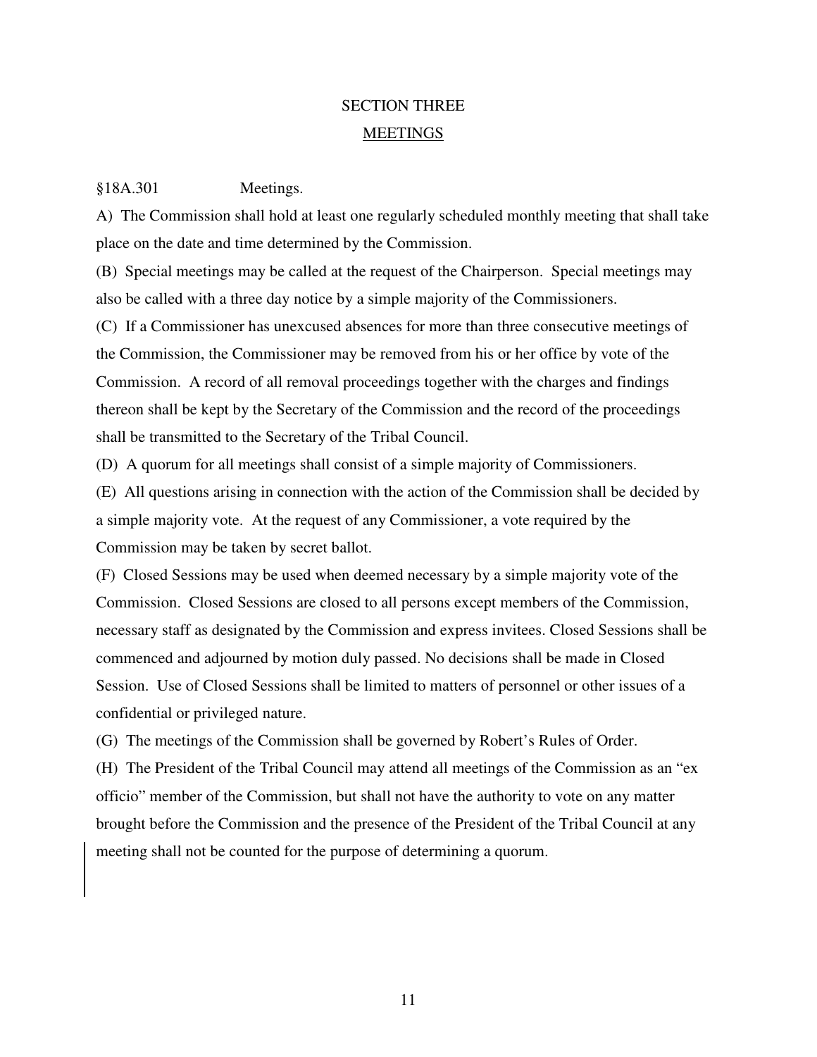# SECTION THREE

## MEETINGS

§18A.301 Meetings.

A) The Commission shall hold at least one regularly scheduled monthly meeting that shall take place on the date and time determined by the Commission.

(B) Special meetings may be called at the request of the Chairperson. Special meetings may also be called with a three day notice by a simple majority of the Commissioners.

(C) If a Commissioner has unexcused absences for more than three consecutive meetings of the Commission, the Commissioner may be removed from his or her office by vote of the Commission. A record of all removal proceedings together with the charges and findings thereon shall be kept by the Secretary of the Commission and the record of the proceedings shall be transmitted to the Secretary of the Tribal Council.

(D) A quorum for all meetings shall consist of a simple majority of Commissioners.

(E) All questions arising in connection with the action of the Commission shall be decided by a simple majority vote. At the request of any Commissioner, a vote required by the Commission may be taken by secret ballot.

(F) Closed Sessions may be used when deemed necessary by a simple majority vote of the Commission. Closed Sessions are closed to all persons except members of the Commission, necessary staff as designated by the Commission and express invitees. Closed Sessions shall be commenced and adjourned by motion duly passed. No decisions shall be made in Closed Session. Use of Closed Sessions shall be limited to matters of personnel or other issues of a confidential or privileged nature.

(G) The meetings of the Commission shall be governed by Robert's Rules of Order.

(H) The President of the Tribal Council may attend all meetings of the Commission as an "ex officio" member of the Commission, but shall not have the authority to vote on any matter brought before the Commission and the presence of the President of the Tribal Council at any meeting shall not be counted for the purpose of determining a quorum.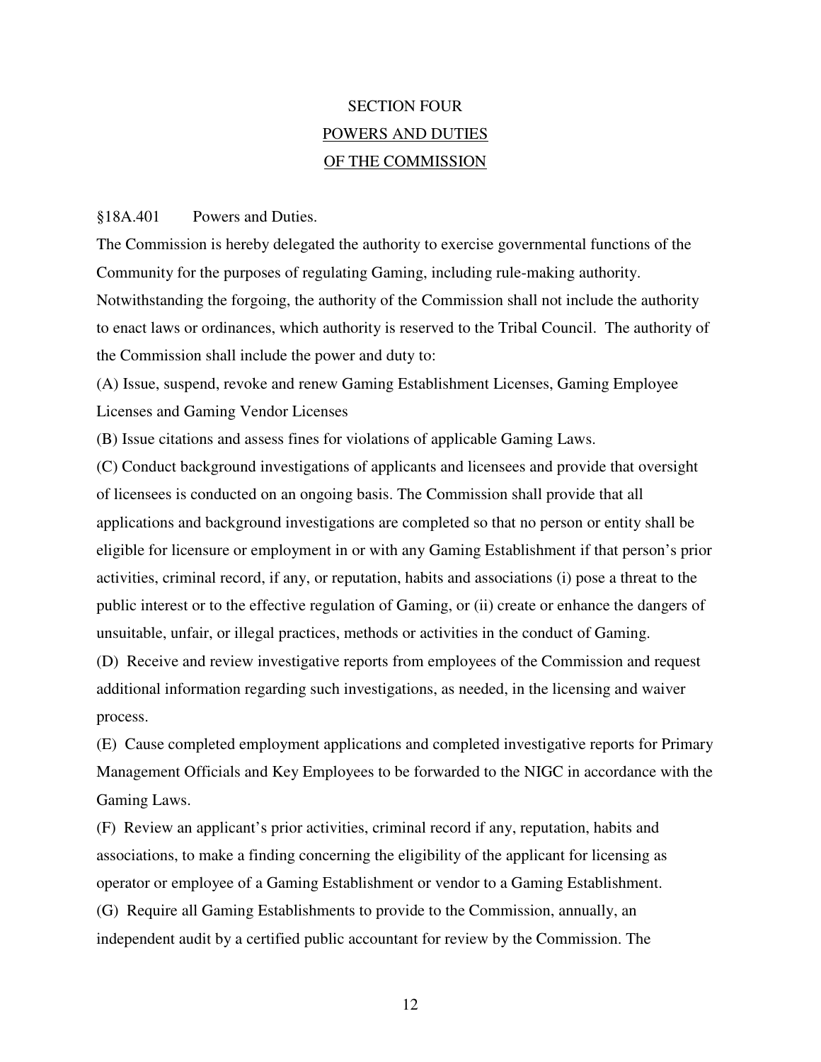# SECTION FOUR

## POWERS AND DUTIES OF THE COMMISSION

§18A.401 Powers and Duties.

The Commission is hereby delegated the authority to exercise governmental functions of the Community for the purposes of regulating Gaming, including rule-making authority. Notwithstanding the forgoing, the authority of the Commission shall not include the authority to enact laws or ordinances, which authority is reserved to the Tribal Council. The authority of the Commission shall include the power and duty to:

(A) Issue, suspend, revoke and renew Gaming Establishment Licenses, Gaming Employee Licenses and Gaming Vendor Licenses

(B) Issue citations and assess fines for violations of applicable Gaming Laws.

(C) Conduct background investigations of applicants and licensees and provide that oversight of licensees is conducted on an ongoing basis. The Commission shall provide that all applications and background investigations are completed so that no person or entity shall be eligible for licensure or employment in or with any Gaming Establishment if that person's prior activities, criminal record, if any, or reputation, habits and associations (i) pose a threat to the public interest or to the effective regulation of Gaming, or (ii) create or enhance the dangers of unsuitable, unfair, or illegal practices, methods or activities in the conduct of Gaming.

(D) Receive and review investigative reports from employees of the Commission and request additional information regarding such investigations, as needed, in the licensing and waiver process.

(E) Cause completed employment applications and completed investigative reports for Primary Management Officials and Key Employees to be forwarded to the NIGC in accordance with the Gaming Laws.

(F) Review an applicant's prior activities, criminal record if any, reputation, habits and associations, to make a finding concerning the eligibility of the applicant for licensing as operator or employee of a Gaming Establishment or vendor to a Gaming Establishment.

(G) Require all Gaming Establishments to provide to the Commission, annually, an independent audit by a certified public accountant for review by the Commission. The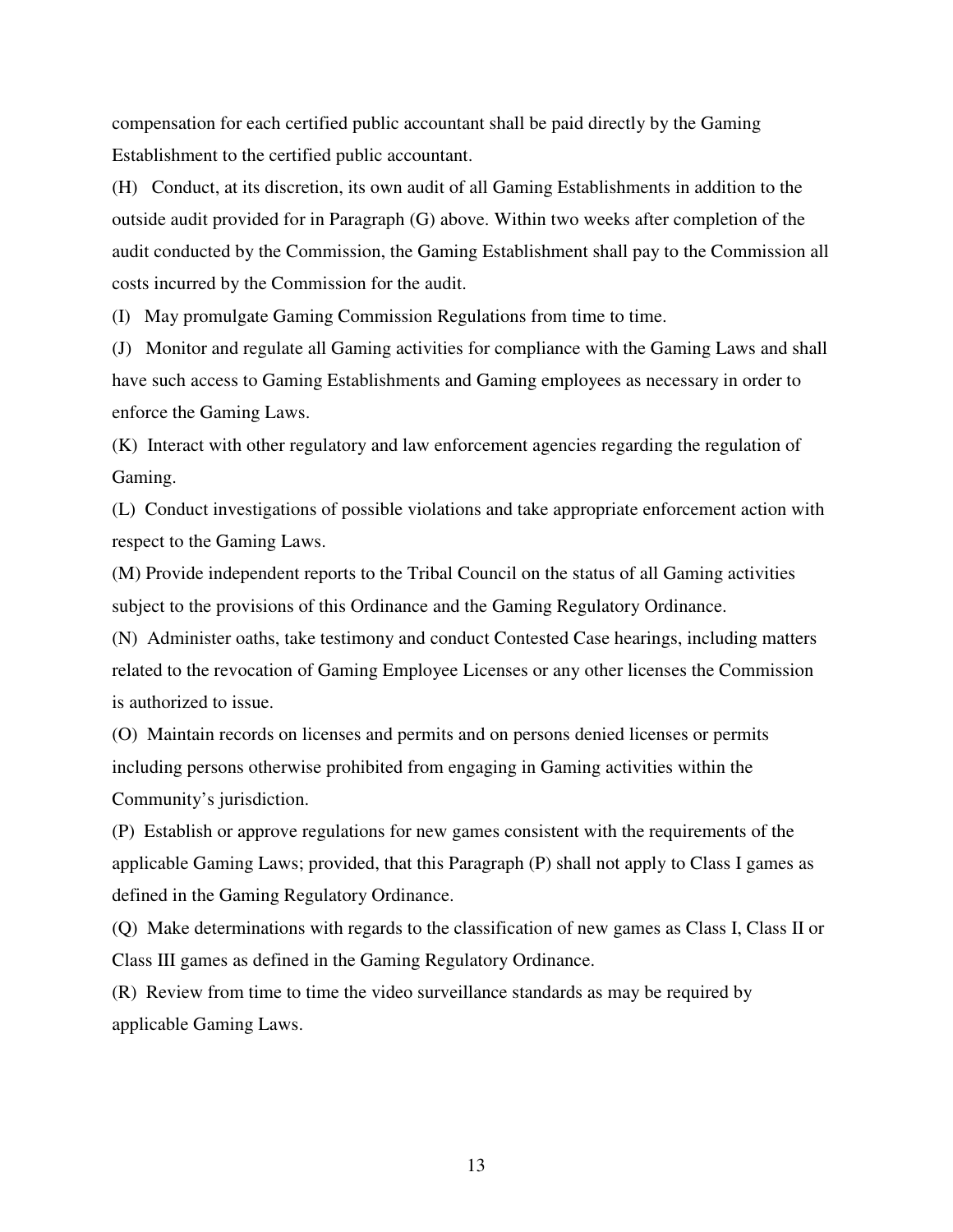compensation for each certified public accountant shall be paid directly by the Gaming Establishment to the certified public accountant.

(H) Conduct, at its discretion, its own audit of all Gaming Establishments in addition to the outside audit provided for in Paragraph (G) above. Within two weeks after completion of the audit conducted by the Commission, the Gaming Establishment shall pay to the Commission all costs incurred by the Commission for the audit.

(I) May promulgate Gaming Commission Regulations from time to time.

(J) Monitor and regulate all Gaming activities for compliance with the Gaming Laws and shall have such access to Gaming Establishments and Gaming employees as necessary in order to enforce the Gaming Laws.

(K) Interact with other regulatory and law enforcement agencies regarding the regulation of Gaming.

(L) Conduct investigations of possible violations and take appropriate enforcement action with respect to the Gaming Laws.

(M) Provide independent reports to the Tribal Council on the status of all Gaming activities subject to the provisions of this Ordinance and the Gaming Regulatory Ordinance.

(N) Administer oaths, take testimony and conduct Contested Case hearings, including matters related to the revocation of Gaming Employee Licenses or any other licenses the Commission is authorized to issue.

(O) Maintain records on licenses and permits and on persons denied licenses or permits including persons otherwise prohibited from engaging in Gaming activities within the Community's jurisdiction.

(P) Establish or approve regulations for new games consistent with the requirements of the applicable Gaming Laws; provided, that this Paragraph (P) shall not apply to Class I games as defined in the Gaming Regulatory Ordinance.

(Q) Make determinations with regards to the classification of new games as Class I, Class II or Class III games as defined in the Gaming Regulatory Ordinance.

(R) Review from time to time the video surveillance standards as may be required by applicable Gaming Laws.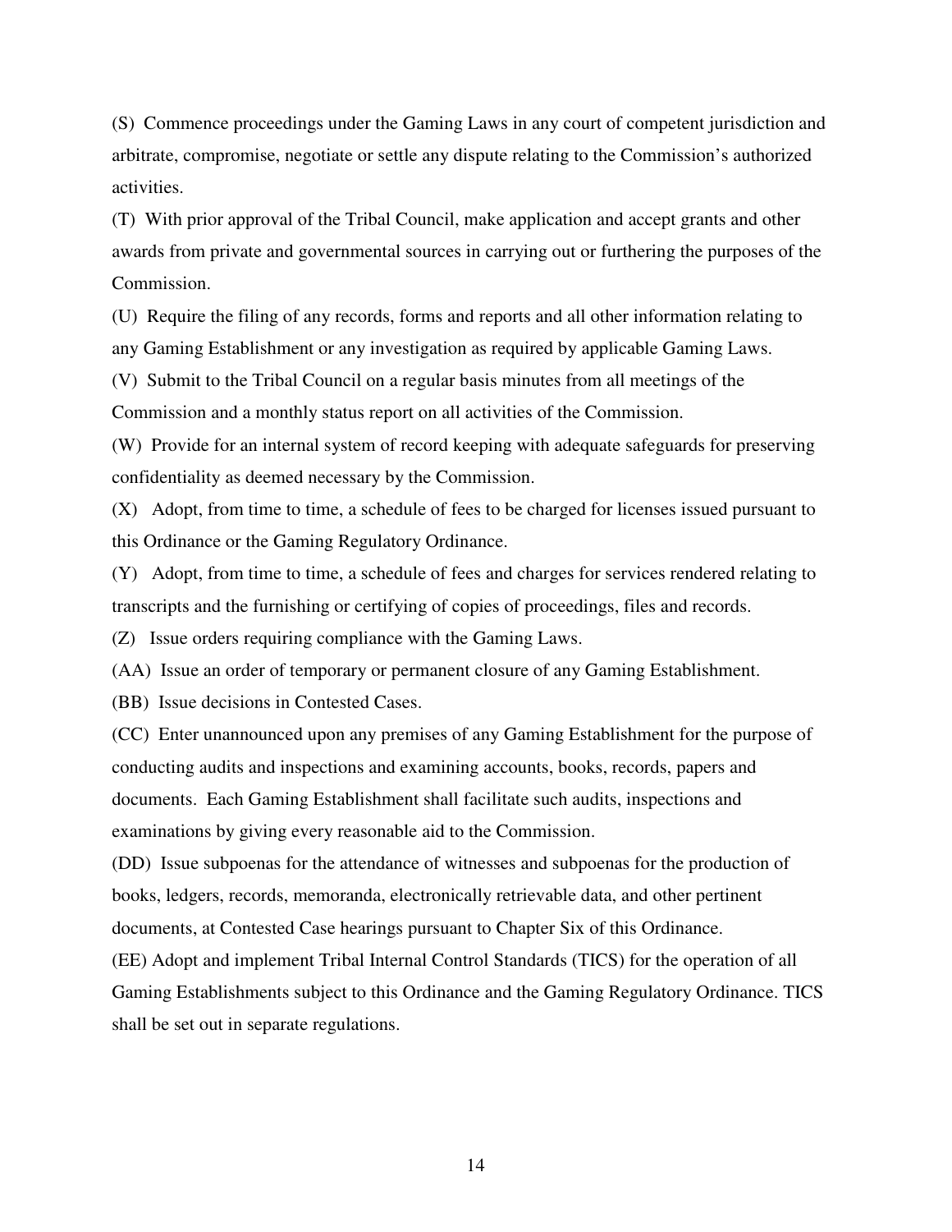(S) Commence proceedings under the Gaming Laws in any court of competent jurisdiction and arbitrate, compromise, negotiate or settle any dispute relating to the Commission's authorized activities.

(T) With prior approval of the Tribal Council, make application and accept grants and other awards from private and governmental sources in carrying out or furthering the purposes of the Commission.

(U) Require the filing of any records, forms and reports and all other information relating to any Gaming Establishment or any investigation as required by applicable Gaming Laws.

(V) Submit to the Tribal Council on a regular basis minutes from all meetings of the Commission and a monthly status report on all activities of the Commission.

(W) Provide for an internal system of record keeping with adequate safeguards for preserving confidentiality as deemed necessary by the Commission.

(X) Adopt, from time to time, a schedule of fees to be charged for licenses issued pursuant to this Ordinance or the Gaming Regulatory Ordinance.

(Y) Adopt, from time to time, a schedule of fees and charges for services rendered relating to transcripts and the furnishing or certifying of copies of proceedings, files and records.

(Z) Issue orders requiring compliance with the Gaming Laws.

(AA) Issue an order of temporary or permanent closure of any Gaming Establishment.

(BB) Issue decisions in Contested Cases.

(CC) Enter unannounced upon any premises of any Gaming Establishment for the purpose of conducting audits and inspections and examining accounts, books, records, papers and documents. Each Gaming Establishment shall facilitate such audits, inspections and examinations by giving every reasonable aid to the Commission.

(DD) Issue subpoenas for the attendance of witnesses and subpoenas for the production of books, ledgers, records, memoranda, electronically retrievable data, and other pertinent documents, at Contested Case hearings pursuant to Chapter Six of this Ordinance.

(EE) Adopt and implement Tribal Internal Control Standards (TICS) for the operation of all Gaming Establishments subject to this Ordinance and the Gaming Regulatory Ordinance. TICS shall be set out in separate regulations.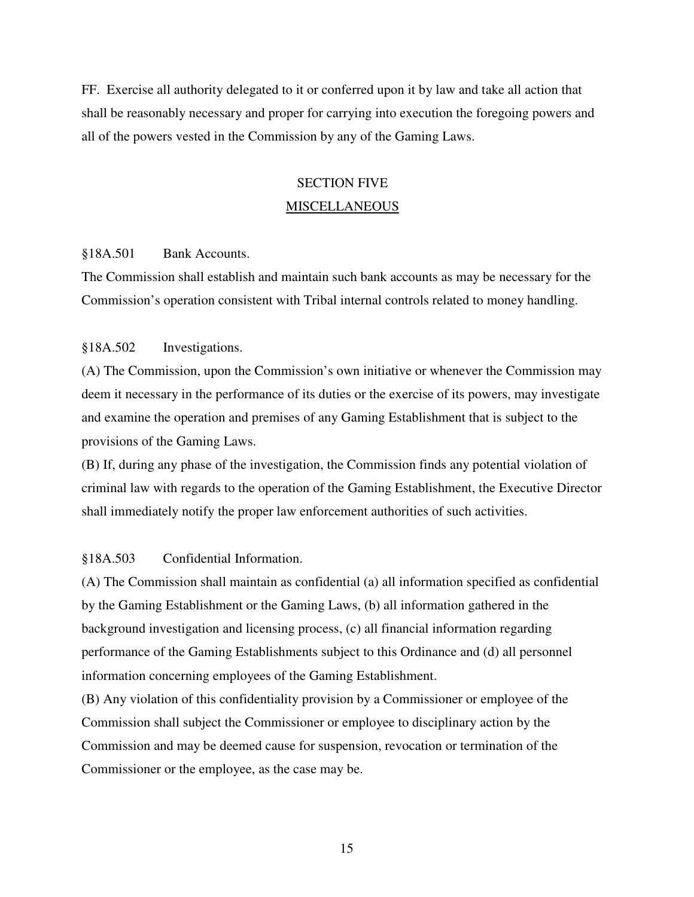FF. Exercise all authority delegated to it or conferred upon it by law and take all action that shall be reasonably necessary and proper for carrying into execution the foregoing powers and all of the powers vested in the Commission by any of the Gaming Laws.

## SECTION FIVE
## MISCELLANEOUS

§18A.501 Bank Accounts.

The Commission shall establish and maintain such bank accounts as may be necessary for the Commission's operation consistent with Tribal internal controls related to money handling.

§18A.502 Investigations.

(A) The Commission, upon the Commission's own initiative or whenever the Commission may deem it necessary in the performance of its duties or the exercise of its powers, may investigate and examine the operation and premises of any Gaming Establishment that is subject to the provisions of the Gaming Laws.

(B) If, during any phase of the investigation, the Commission finds any potential violation of criminal law with regards to the operation of the Gaming Establishment, the Executive Director shall immediately notify the proper law enforcement authorities of such activities.

§18A.503 Confidential Information.

(A) The Commission shall maintain as confidential (a) all information specified as confidential by the Gaming Establishment or the Gaming Laws, (b) all information gathered in the background investigation and licensing process, (c) all financial information regarding performance of the Gaming Establishments subject to this Ordinance and (d) all personnel information concerning employees of the Gaming Establishment.

(B) Any violation of this confidentiality provision by a Commissioner or employee of the Commission shall subject the Commissioner or employee to disciplinary action by the Commission and may be deemed cause for suspension, revocation or termination of the Commissioner or the employee, as the case may be.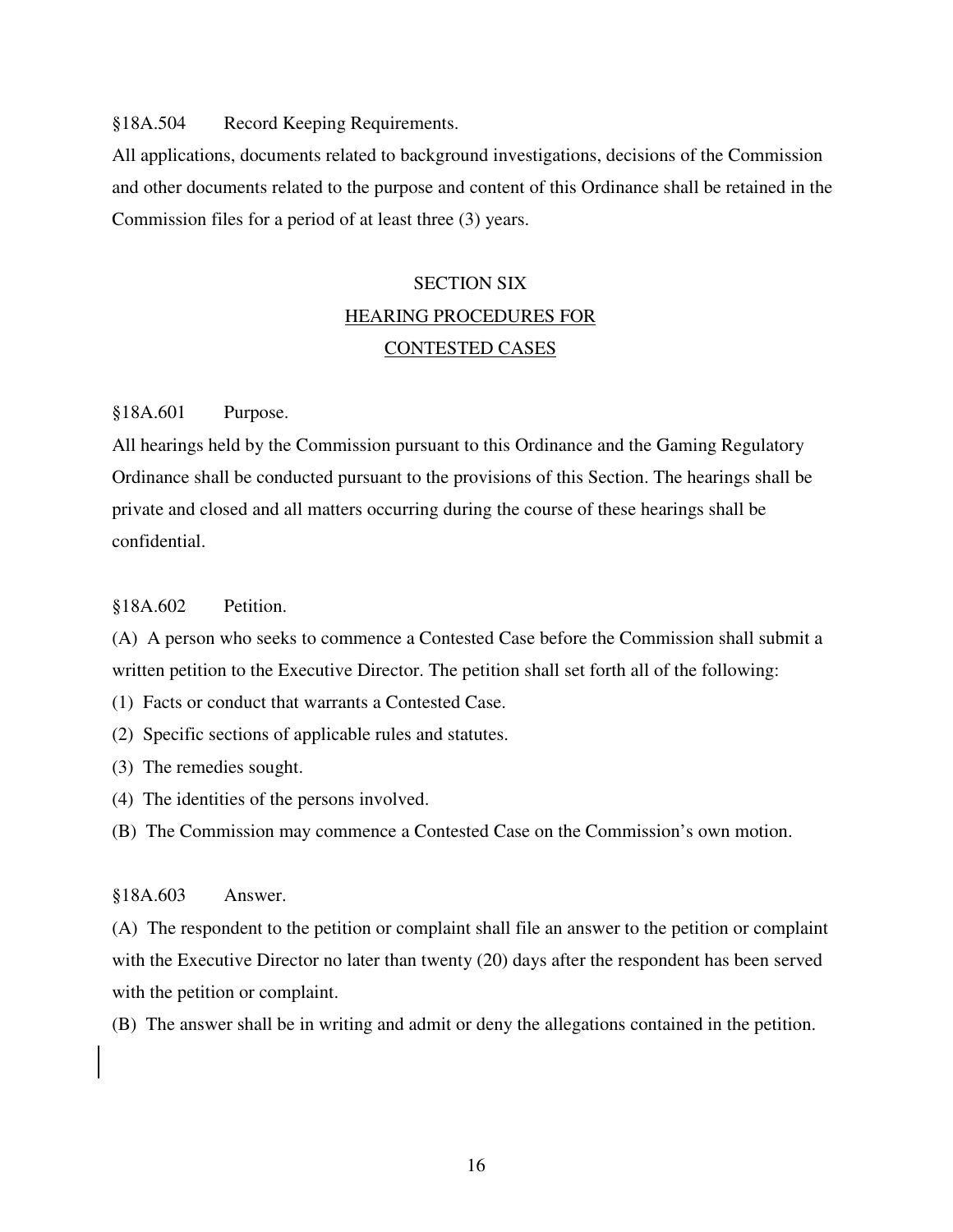§18A.504 Record Keeping Requirements.

All applications, documents related to background investigations, decisions of the Commission and other documents related to the purpose and content of this Ordinance shall be retained in the Commission files for a period of at least three (3) years.

## SECTION SIX
## HEARING PROCEDURES FOR CONTESTED CASES

§18A.601 Purpose.

All hearings held by the Commission pursuant to this Ordinance and the Gaming Regulatory Ordinance shall be conducted pursuant to the provisions of this Section. The hearings shall be private and closed and all matters occurring during the course of these hearings shall be confidential.

§18A.602 Petition.

(A) A person who seeks to commence a Contested Case before the Commission shall submit a written petition to the Executive Director. The petition shall set forth all of the following:

(1) Facts or conduct that warrants a Contested Case.

(2) Specific sections of applicable rules and statutes.

(3) The remedies sought.

(4) The identities of the persons involved.

(B) The Commission may commence a Contested Case on the Commission's own motion.

§18A.603 Answer.

(A) The respondent to the petition or complaint shall file an answer to the petition or complaint with the Executive Director no later than twenty (20) days after the respondent has been served with the petition or complaint.

(B) The answer shall be in writing and admit or deny the allegations contained in the petition.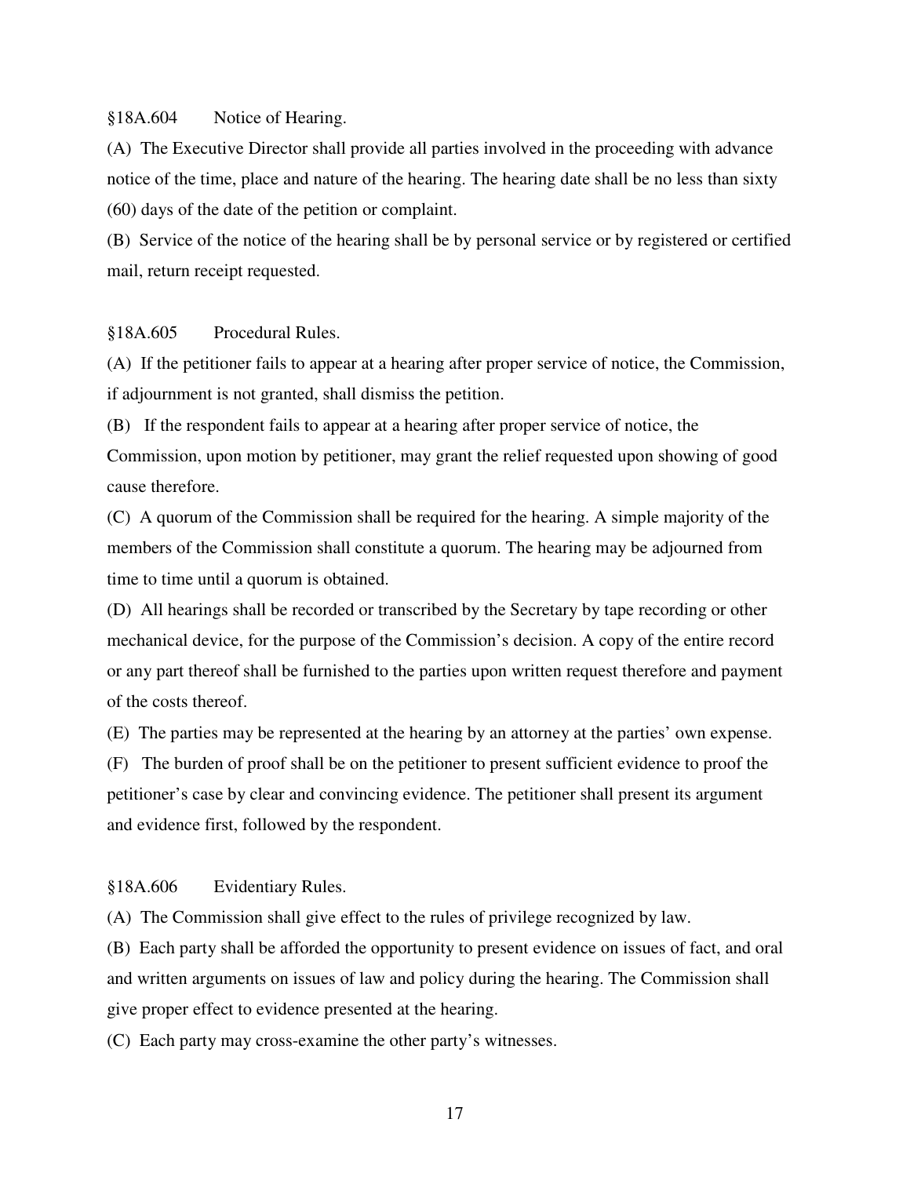§18A.604 Notice of Hearing.

(A) The Executive Director shall provide all parties involved in the proceeding with advance notice of the time, place and nature of the hearing. The hearing date shall be no less than sixty (60) days of the date of the petition or complaint.

(B) Service of the notice of the hearing shall be by personal service or by registered or certified mail, return receipt requested.

§18A.605 Procedural Rules.

(A) If the petitioner fails to appear at a hearing after proper service of notice, the Commission, if adjournment is not granted, shall dismiss the petition.

(B) If the respondent fails to appear at a hearing after proper service of notice, the Commission, upon motion by petitioner, may grant the relief requested upon showing of good cause therefore.

(C) A quorum of the Commission shall be required for the hearing. A simple majority of the members of the Commission shall constitute a quorum. The hearing may be adjourned from time to time until a quorum is obtained.

(D) All hearings shall be recorded or transcribed by the Secretary by tape recording or other mechanical device, for the purpose of the Commission's decision. A copy of the entire record or any part thereof shall be furnished to the parties upon written request therefore and payment of the costs thereof.

(E) The parties may be represented at the hearing by an attorney at the parties' own expense.

(F) The burden of proof shall be on the petitioner to present sufficient evidence to proof the petitioner's case by clear and convincing evidence. The petitioner shall present its argument and evidence first, followed by the respondent.

§18A.606 Evidentiary Rules.

(A) The Commission shall give effect to the rules of privilege recognized by law.

(B) Each party shall be afforded the opportunity to present evidence on issues of fact, and oral and written arguments on issues of law and policy during the hearing. The Commission shall give proper effect to evidence presented at the hearing.

(C) Each party may cross-examine the other party's witnesses.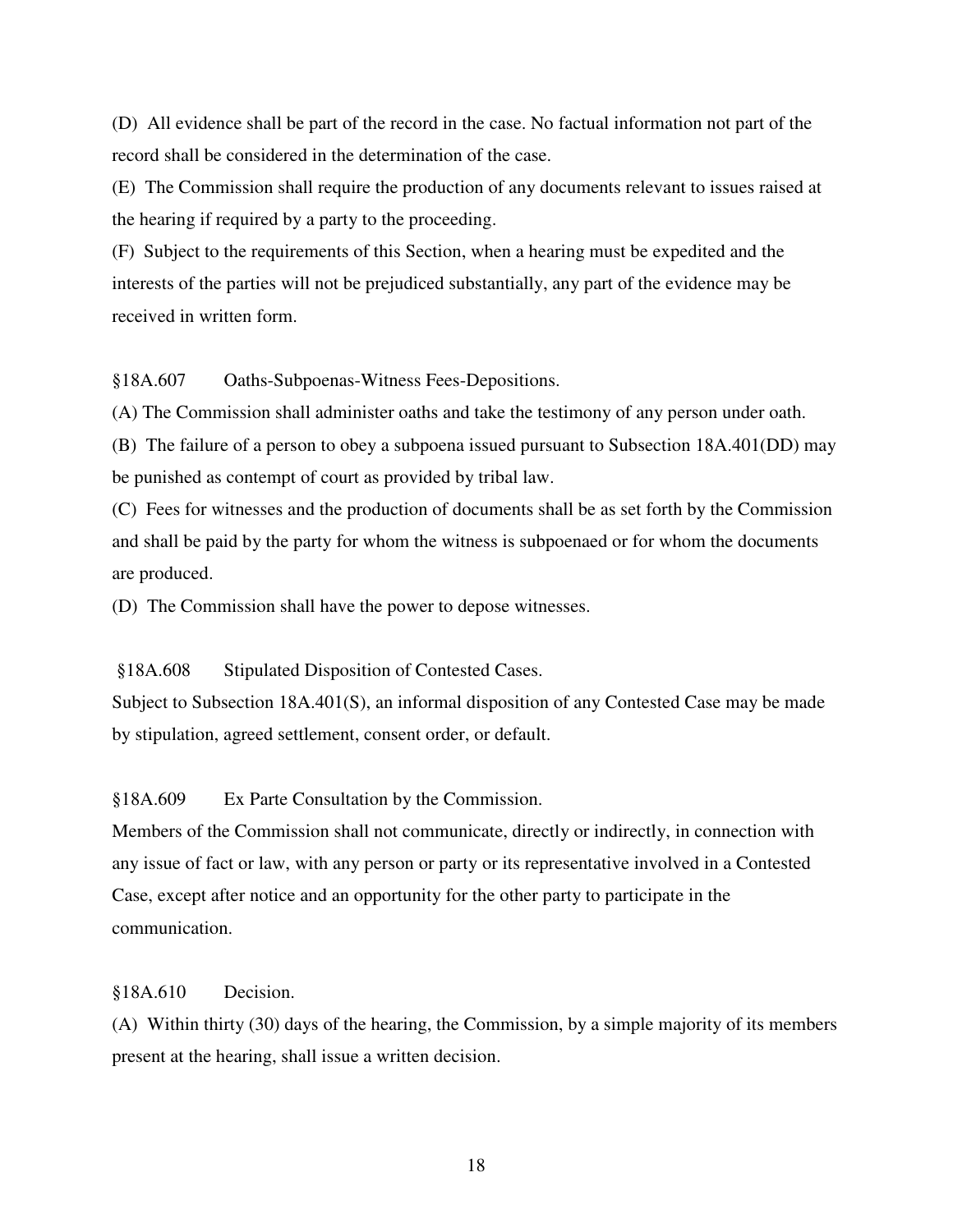(D) All evidence shall be part of the record in the case. No factual information not part of the record shall be considered in the determination of the case.

(E) The Commission shall require the production of any documents relevant to issues raised at the hearing if required by a party to the proceeding.

(F) Subject to the requirements of this Section, when a hearing must be expedited and the interests of the parties will not be prejudiced substantially, any part of the evidence may be received in written form.

### §18A.607 Oaths-Subpoenas-Witness Fees-Depositions.

(A) The Commission shall administer oaths and take the testimony of any person under oath.

(B) The failure of a person to obey a subpoena issued pursuant to Subsection 18A.401(DD) may be punished as contempt of court as provided by tribal law.

(C) Fees for witnesses and the production of documents shall be as set forth by the Commission and shall be paid by the party for whom the witness is subpoenaed or for whom the documents are produced.

(D) The Commission shall have the power to depose witnesses.

### §18A.608 Stipulated Disposition of Contested Cases.

Subject to Subsection 18A.401(S), an informal disposition of any Contested Case may be made by stipulation, agreed settlement, consent order, or default.

### §18A.609 Ex Parte Consultation by the Commission.

Members of the Commission shall not communicate, directly or indirectly, in connection with any issue of fact or law, with any person or party or its representative involved in a Contested Case, except after notice and an opportunity for the other party to participate in the communication.

### §18A.610 Decision.

(A) Within thirty (30) days of the hearing, the Commission, by a simple majority of its members present at the hearing, shall issue a written decision.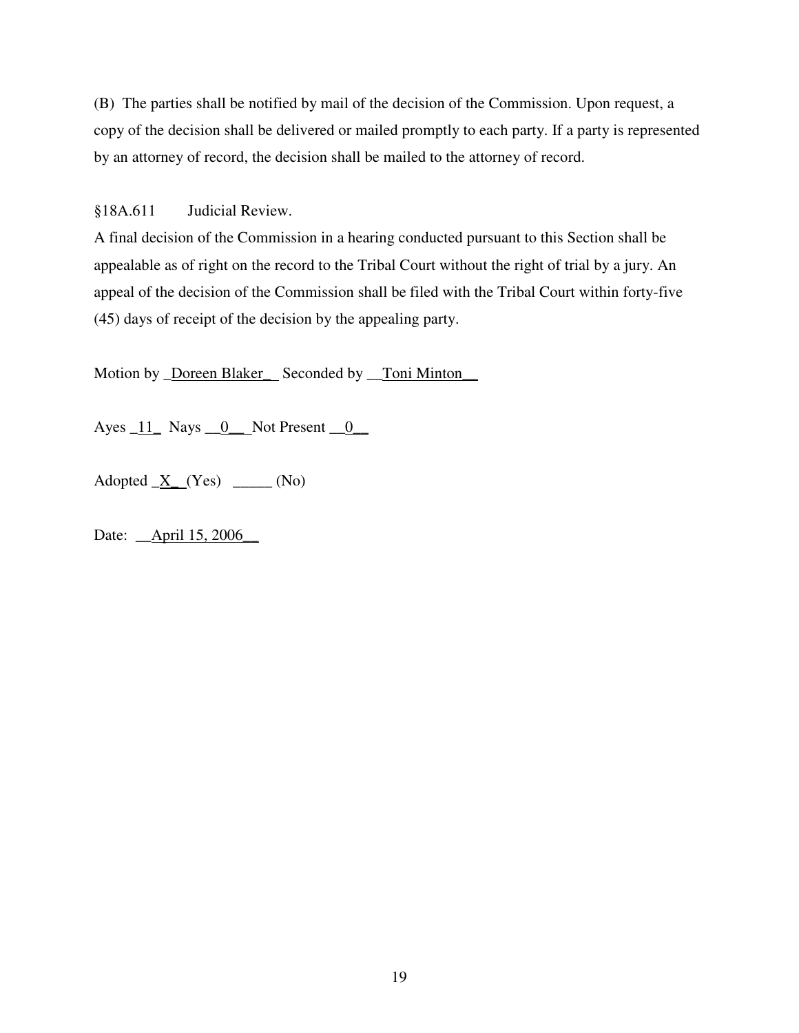(B) The parties shall be notified by mail of the decision of the Commission. Upon request, a copy of the decision shall be delivered or mailed promptly to each party. If a party is represented by an attorney of record, the decision shall be mailed to the attorney of record.

§18A.611 Judicial Review.

A final decision of the Commission in a hearing conducted pursuant to this Section shall be appealable as of right on the record to the Tribal Court without the right of trial by a jury. An appeal of the decision of the Commission shall be filed with the Tribal Court within forty-five (45) days of receipt of the decision by the appealing party.

Motion by _Doreen Blaker_ Seconded by __Toni Minton__

Ayes _11_ Nays __0__ Not Present __0__

Adopted _X_ (Yes) _____ (No)

Date: __April 15, 2006__